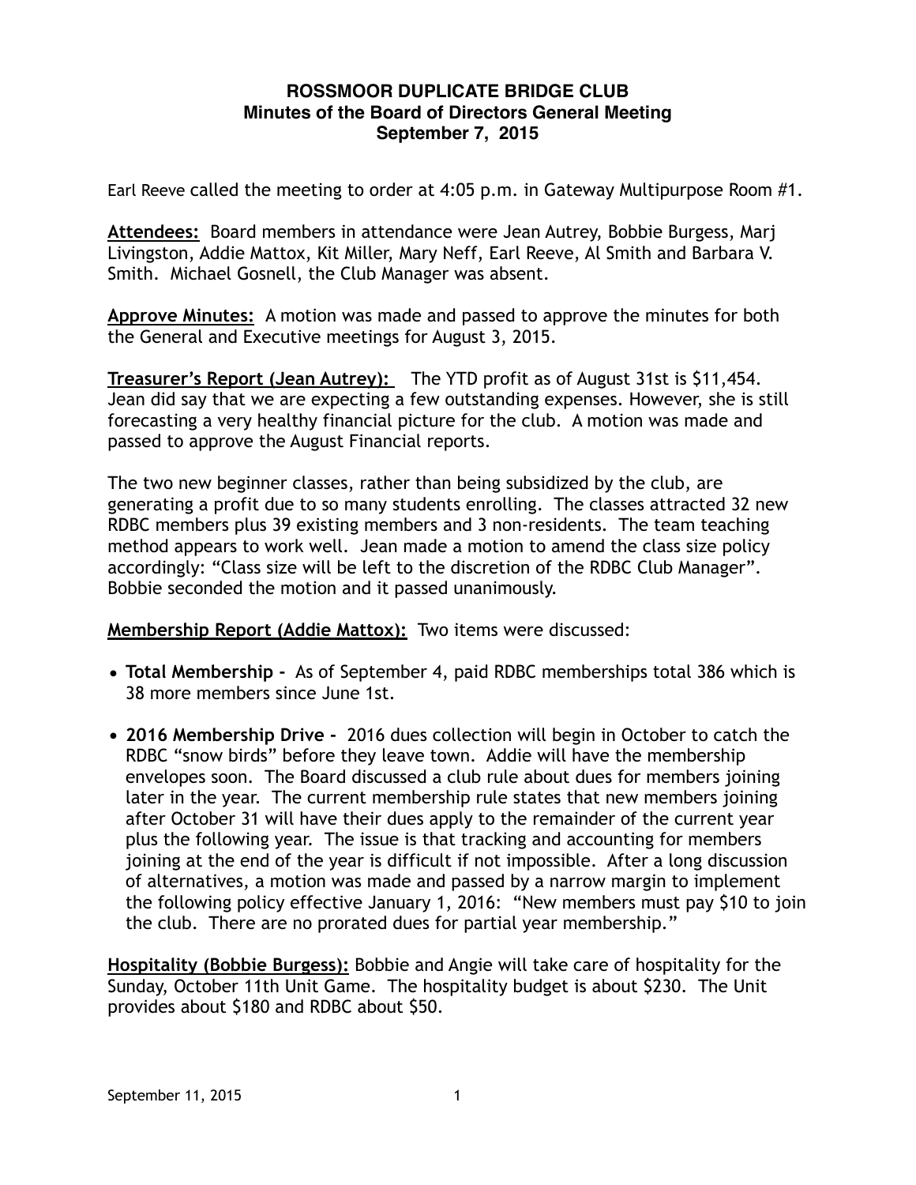# ROSSMOOR DUPLICATE BRIDGE CLUB
## Minutes of the Board of Directors General Meeting
### September 7, 2015

Earl Reeve called the meeting to order at 4:05 p.m. in Gateway Multipurpose Room #1.

**Attendees:** Board members in attendance were Jean Autrey, Bobbie Burgess, Marj Livingston, Addie Mattox, Kit Miller, Mary Neff, Earl Reeve, Al Smith and Barbara V. Smith. Michael Gosnell, the Club Manager was absent.

**Approve Minutes:** A motion was made and passed to approve the minutes for both the General and Executive meetings for August 3, 2015.

**Treasurer's Report (Jean Autrey):** The YTD profit as of August 31st is $11,454. Jean did say that we are expecting a few outstanding expenses. However, she is still forecasting a very healthy financial picture for the club. A motion was made and passed to approve the August Financial reports.

The two new beginner classes, rather than being subsidized by the club, are generating a profit due to so many students enrolling. The classes attracted 32 new RDBC members plus 39 existing members and 3 non-residents. The team teaching method appears to work well. Jean made a motion to amend the class size policy accordingly: "Class size will be left to the discretion of the RDBC Club Manager". Bobbie seconded the motion and it passed unanimously.

**Membership Report (Addie Mattox):** Two items were discussed:

- **Total Membership -** As of September 4, paid RDBC memberships total 386 which is 38 more members since June 1st.
- **2016 Membership Drive -** 2016 dues collection will begin in October to catch the RDBC "snow birds" before they leave town. Addie will have the membership envelopes soon. The Board discussed a club rule about dues for members joining later in the year. The current membership rule states that new members joining after October 31 will have their dues apply to the remainder of the current year plus the following year. The issue is that tracking and accounting for members joining at the end of the year is difficult if not impossible. After a long discussion of alternatives, a motion was made and passed by a narrow margin to implement the following policy effective January 1, 2016: "New members must pay $10 to join the club. There are no prorated dues for partial year membership."

**Hospitality (Bobbie Burgess):** Bobbie and Angie will take care of hospitality for the Sunday, October 11th Unit Game. The hospitality budget is about $230. The Unit provides about $180 and RDBC about $50.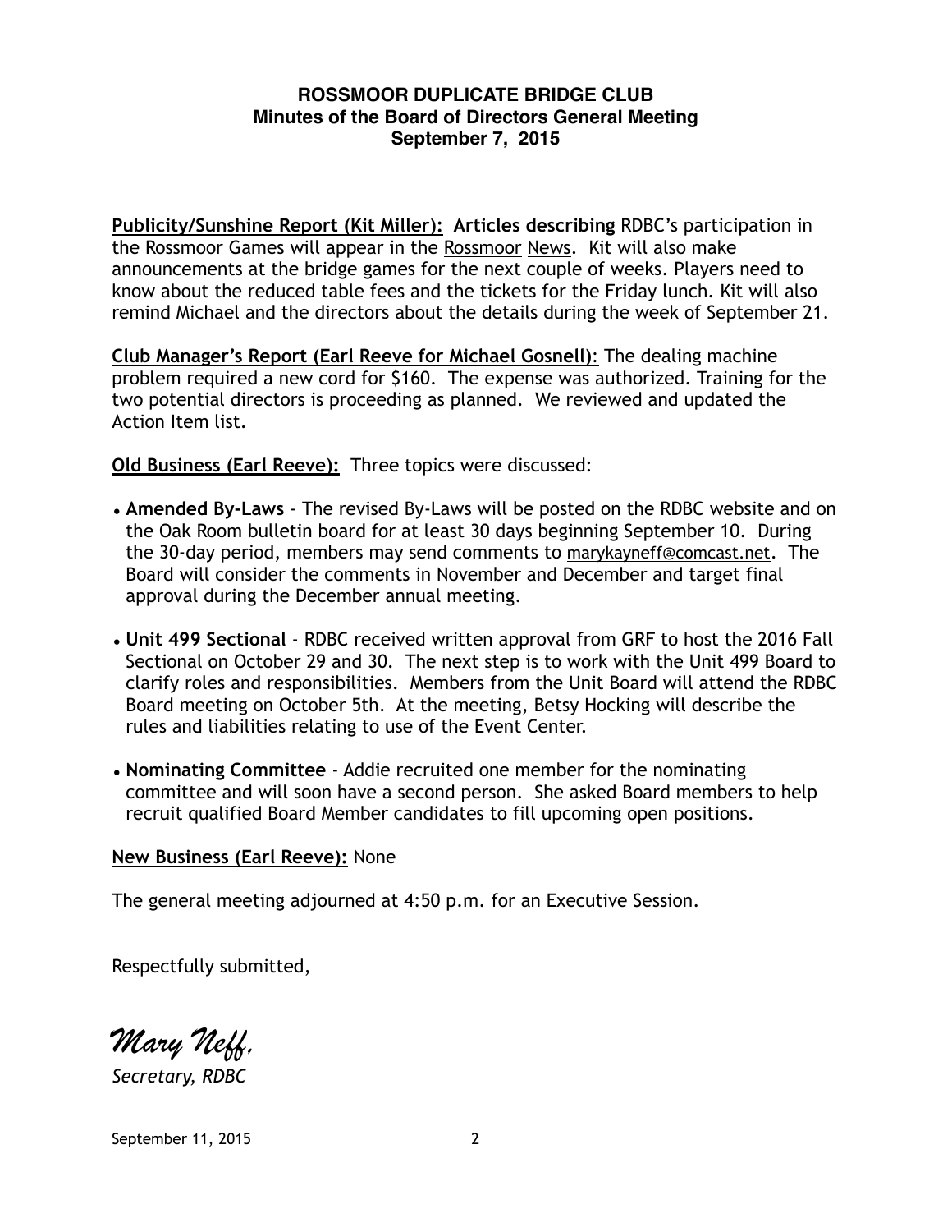**ROSSMOOR DUPLICATE BRIDGE CLUB**
**Minutes of the Board of Directors General Meeting**
**September 7, 2015**

**Publicity/Sunshine Report (Kit Miller): Articles describing** RDBC's participation in the Rossmoor Games will appear in the Rossmoor News. Kit will also make announcements at the bridge games for the next couple of weeks. Players need to know about the reduced table fees and the tickets for the Friday lunch. Kit will also remind Michael and the directors about the details during the week of September 21.

**Club Manager's Report (Earl Reeve for Michael Gosnell):** The dealing machine problem required a new cord for $160. The expense was authorized. Training for the two potential directors is proceeding as planned. We reviewed and updated the Action Item list.

**Old Business (Earl Reeve):** Three topics were discussed:

- **Amended By-Laws** - The revised By-Laws will be posted on the RDBC website and on the Oak Room bulletin board for at least 30 days beginning September 10. During the 30-day period, members may send comments to marykayneff@comcast.net. The Board will consider the comments in November and December and target final approval during the December annual meeting.

- **Unit 499 Sectional** - RDBC received written approval from GRF to host the 2016 Fall Sectional on October 29 and 30. The next step is to work with the Unit 499 Board to clarify roles and responsibilities. Members from the Unit Board will attend the RDBC Board meeting on October 5th. At the meeting, Betsy Hocking will describe the rules and liabilities relating to use of the Event Center.

- **Nominating Committee** - Addie recruited one member for the nominating committee and will soon have a second person. She asked Board members to help recruit qualified Board Member candidates to fill upcoming open positions.

**New Business (Earl Reeve):** None

The general meeting adjourned at 4:50 p.m. for an Executive Session.

Respectfully submitted,

*Mary Neff,*
*Secretary, RDBC*

September 11, 2015